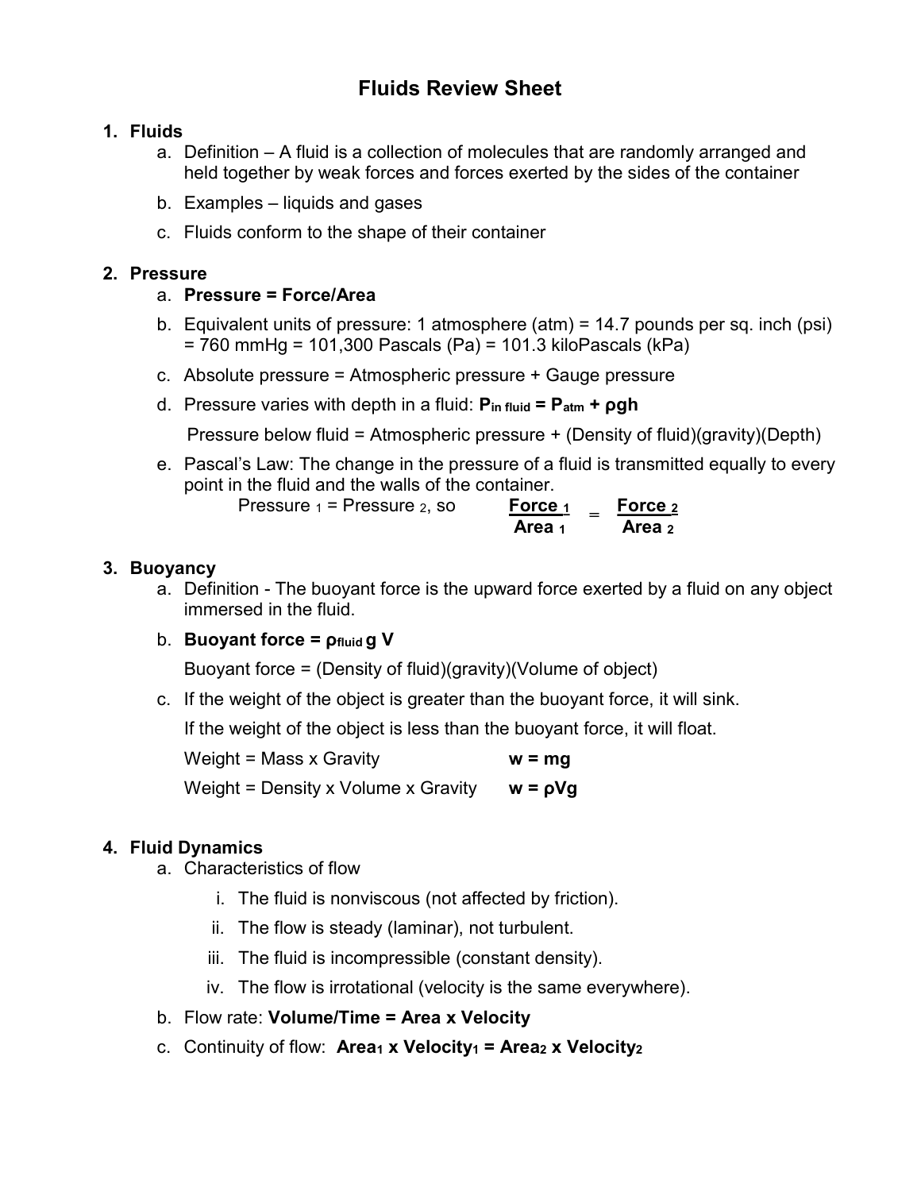# Fluids Review Sheet

1. **Fluids**
   a. Definition – A fluid is a collection of molecules that are randomly arranged and held together by weak forces and forces exerted by the sides of the container
   b. Examples – liquids and gases
   c. Fluids conform to the shape of their container

2. **Pressure**
   a. **Pressure = Force/Area**
   b. Equivalent units of pressure: 1 atmosphere (atm) = 14.7 pounds per sq. inch (psi) = 760 mmHg = 101,300 Pascals (Pa) = 101.3 kiloPascals (kPa)
   c. Absolute pressure = Atmospheric pressure + Gauge pressure
   d. Pressure varies with depth in a fluid: $\mathbf{P_{in\ fluid} = P_{atm} + \rho g h}$

      Pressure below fluid = Atmospheric pressure + (Density of fluid)(gravity)(Depth)
   e. Pascal's Law: The change in the pressure of a fluid is transmitted equally to every point in the fluid and the walls of the container.

      Pressure $_1$ = Pressure $_2$, so $\dfrac{\textbf{Force}_1}{\textbf{Area}_1} = \dfrac{\textbf{Force}_2}{\textbf{Area}_2}$

3. **Buoyancy**
   a. Definition - The buoyant force is the upward force exerted by a fluid on any object immersed in the fluid.
   b. **Buoyant force =** $\mathbf{\rho_{fluid}\, g\, V}$

      Buoyant force = (Density of fluid)(gravity)(Volume of object)
   c. If the weight of the object is greater than the buoyant force, it will sink.

      If the weight of the object is less than the buoyant force, it will float.

      Weight = Mass x Gravity **w = mg**

      Weight = Density x Volume x Gravity **w = ρVg**

4. **Fluid Dynamics**
   a. Characteristics of flow
      i. The fluid is nonviscous (not affected by friction).
      ii. The flow is steady (laminar), not turbulent.
      iii. The fluid is incompressible (constant density).
      iv. The flow is irrotational (velocity is the same everywhere).
   b. Flow rate: **Volume/Time = Area x Velocity**
   c. Continuity of flow: $\mathbf{Area_1 \times Velocity_1 = Area_2 \times Velocity_2}$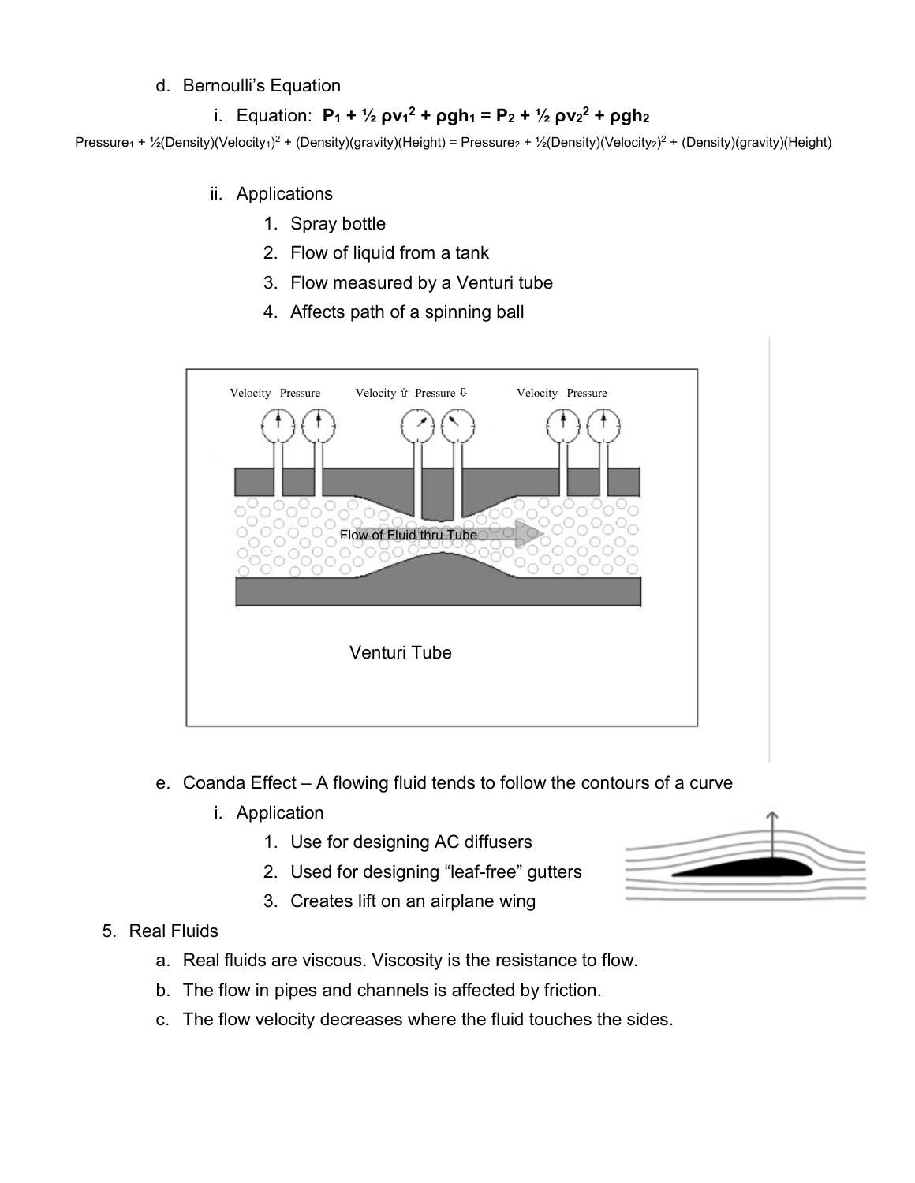d. Bernoulli's Equation

i. Equation: $\mathbf{P_1 + \frac{1}{2}\rho v_1^2 + \rho g h_1 = P_2 + \frac{1}{2}\rho v_2^2 + \rho g h_2}$

$\text{Pressure}_1 + \frac{1}{2}(\text{Density})(\text{Velocity}_1)^2 + (\text{Density})(\text{gravity})(\text{Height}) = \text{Pressure}_2 + \frac{1}{2}(\text{Density})(\text{Velocity}_2)^2 + (\text{Density})(\text{gravity})(\text{Height})$

ii. Applications

1. Spray bottle
2. Flow of liquid from a tank
3. Flow measured by a Venturi tube
4. Affects path of a spinning ball

Velocity Pressure | Velocity ⇧ Pressure ⇩ | Velocity Pressure

Flow of Fluid thru Tube

Venturi Tube

e. Coanda Effect – A flowing fluid tends to follow the contours of a curve

i. Application

1. Use for designing AC diffusers
2. Used for designing "leaf-free" gutters
3. Creates lift on an airplane wing

5. Real Fluids

a. Real fluids are viscous. Viscosity is the resistance to flow.

b. The flow in pipes and channels is affected by friction.

c. The flow velocity decreases where the fluid touches the sides.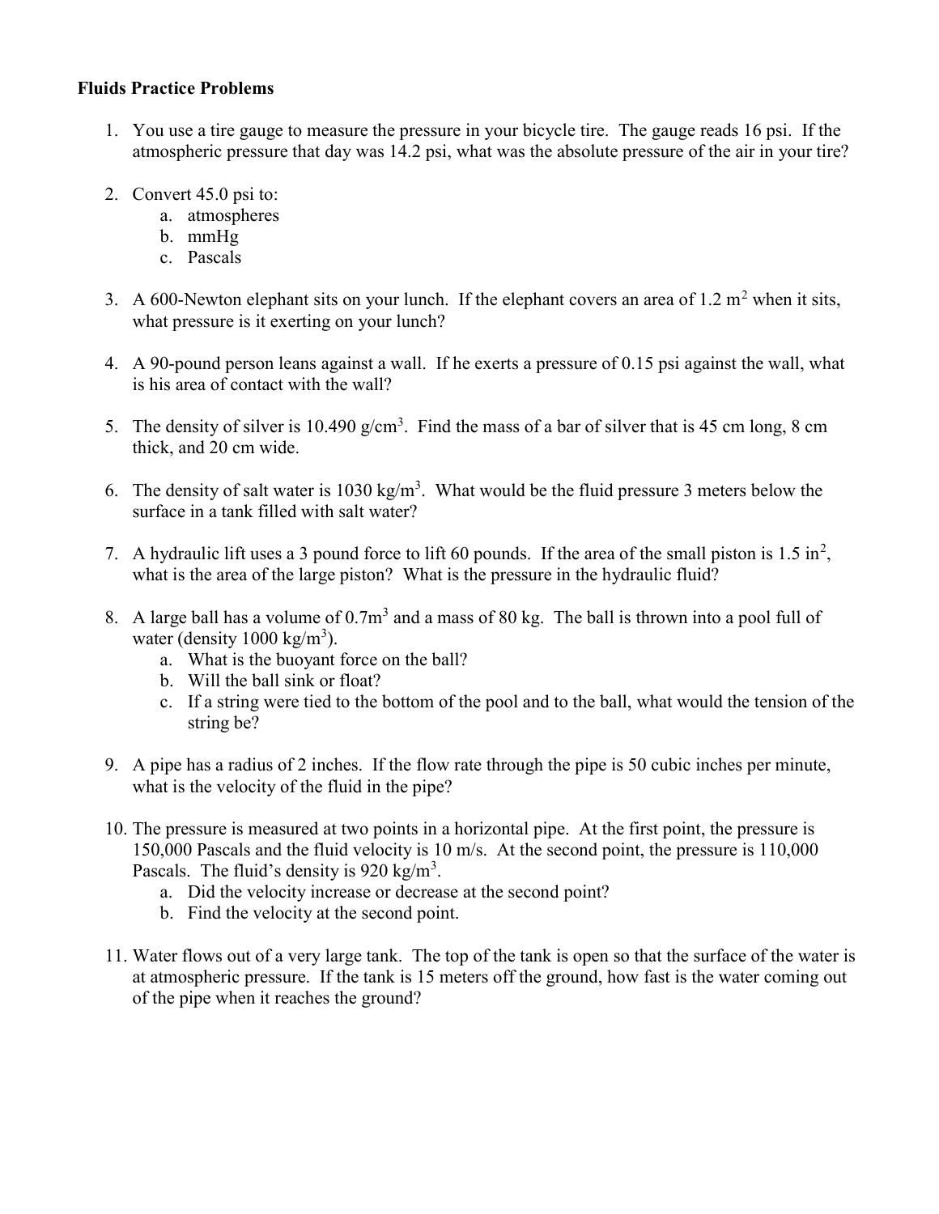**Fluids Practice Problems**

1. You use a tire gauge to measure the pressure in your bicycle tire. The gauge reads 16 psi. If the atmospheric pressure that day was 14.2 psi, what was the absolute pressure of the air in your tire?

2. Convert 45.0 psi to:
   a. atmospheres
   b. mmHg
   c. Pascals

3. A 600-Newton elephant sits on your lunch. If the elephant covers an area of 1.2 $m^2$ when it sits, what pressure is it exerting on your lunch?

4. A 90-pound person leans against a wall. If he exerts a pressure of 0.15 psi against the wall, what is his area of contact with the wall?

5. The density of silver is 10.490 $g/cm^3$. Find the mass of a bar of silver that is 45 cm long, 8 cm thick, and 20 cm wide.

6. The density of salt water is 1030 $kg/m^3$. What would be the fluid pressure 3 meters below the surface in a tank filled with salt water?

7. A hydraulic lift uses a 3 pound force to lift 60 pounds. If the area of the small piston is 1.5 $in^2$, what is the area of the large piston? What is the pressure in the hydraulic fluid?

8. A large ball has a volume of 0.7$m^3$ and a mass of 80 kg. The ball is thrown into a pool full of water (density 1000 $kg/m^3$).
   a. What is the buoyant force on the ball?
   b. Will the ball sink or float?
   c. If a string were tied to the bottom of the pool and to the ball, what would the tension of the string be?

9. A pipe has a radius of 2 inches. If the flow rate through the pipe is 50 cubic inches per minute, what is the velocity of the fluid in the pipe?

10. The pressure is measured at two points in a horizontal pipe. At the first point, the pressure is 150,000 Pascals and the fluid velocity is 10 m/s. At the second point, the pressure is 110,000 Pascals. The fluid's density is 920 $kg/m^3$.
    a. Did the velocity increase or decrease at the second point?
    b. Find the velocity at the second point.

11. Water flows out of a very large tank. The top of the tank is open so that the surface of the water is at atmospheric pressure. If the tank is 15 meters off the ground, how fast is the water coming out of the pipe when it reaches the ground?